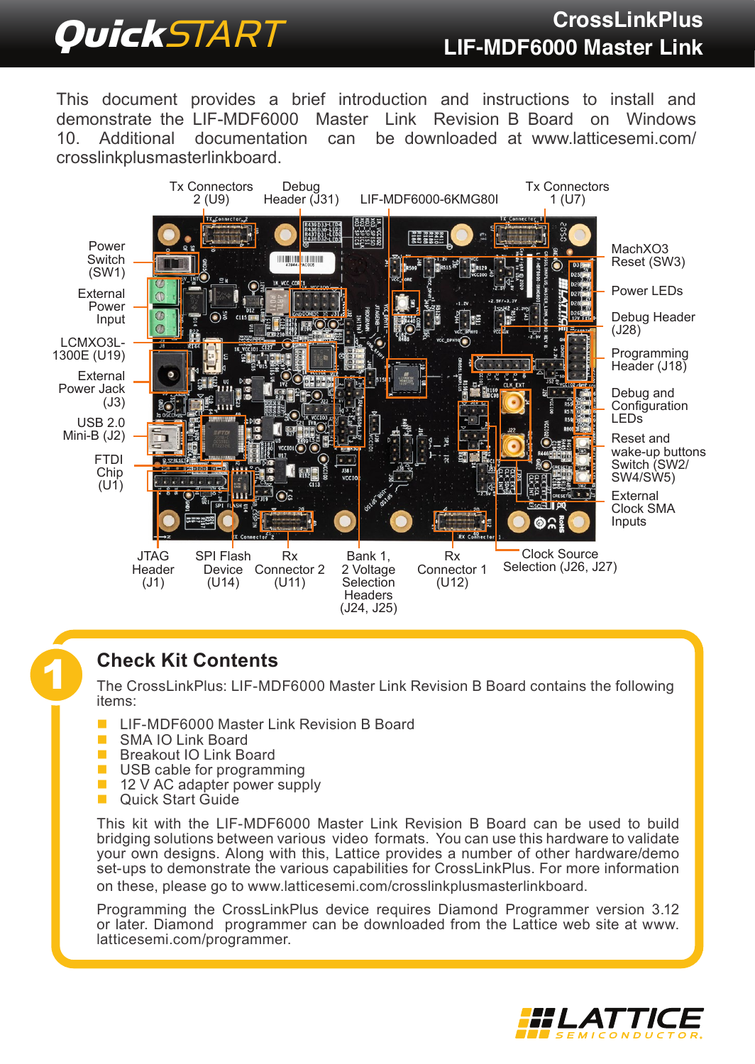# QuickSTART

## CrossLinkPlus LIF-MDF6000 Master Link

This document provides a brief introduction and instructions to install and demonstrate the LIF-MDF6000 Master Link Revision B Board on Windows 10. Additional documentation can be downloaded at www.latticesemi.com/crosslinkplusmasterlinkboard.

Tx Connectors 2 (U9)
Debug Header (J31)
LIF-MDF6000-6KMG80I
Tx Connectors 1 (U7)
Power Switch (SW1)
External Power Input
LCMXO3L-1300E (U19)
External Power Jack (J3)
USB 2.0 Mini-B (J2)
FTDI Chip (U1)
MachXO3 Reset (SW3)
Power LEDs
Debug Header (J28)
Programming Header (J18)
Debug and Configuration LEDs
Reset and wake-up buttons Switch (SW2/SW4/SW5)
External Clock SMA Inputs
JTAG Header (J1)
SPI Flash Device (U14)
Rx Connector 2 (U11)
Bank 1, 2 Voltage Selection Headers (J24, J25)
Rx Connector 1 (U12)
Clock Source Selection (J26, J27)

## 1 Check Kit Contents

The CrossLinkPlus: LIF-MDF6000 Master Link Revision B Board contains the following items:

- LIF-MDF6000 Master Link Revision B Board
- SMA IO Link Board
- Breakout IO Link Board
- USB cable for programming
- 12 V AC adapter power supply
- Quick Start Guide

This kit with the LIF-MDF6000 Master Link Revision B Board can be used to build bridging solutions between various video formats. You can use this hardware to validate your own designs. Along with this, Lattice provides a number of other hardware/demo set-ups to demonstrate the various capabilities for CrossLinkPlus. For more information on these, please go to www.latticesemi.com/crosslinkplusmasterlinkboard.

Programming the CrossLinkPlus device requires Diamond Programmer version 3.12 or later. Diamond programmer can be downloaded from the Lattice web site at www.latticesemi.com/programmer.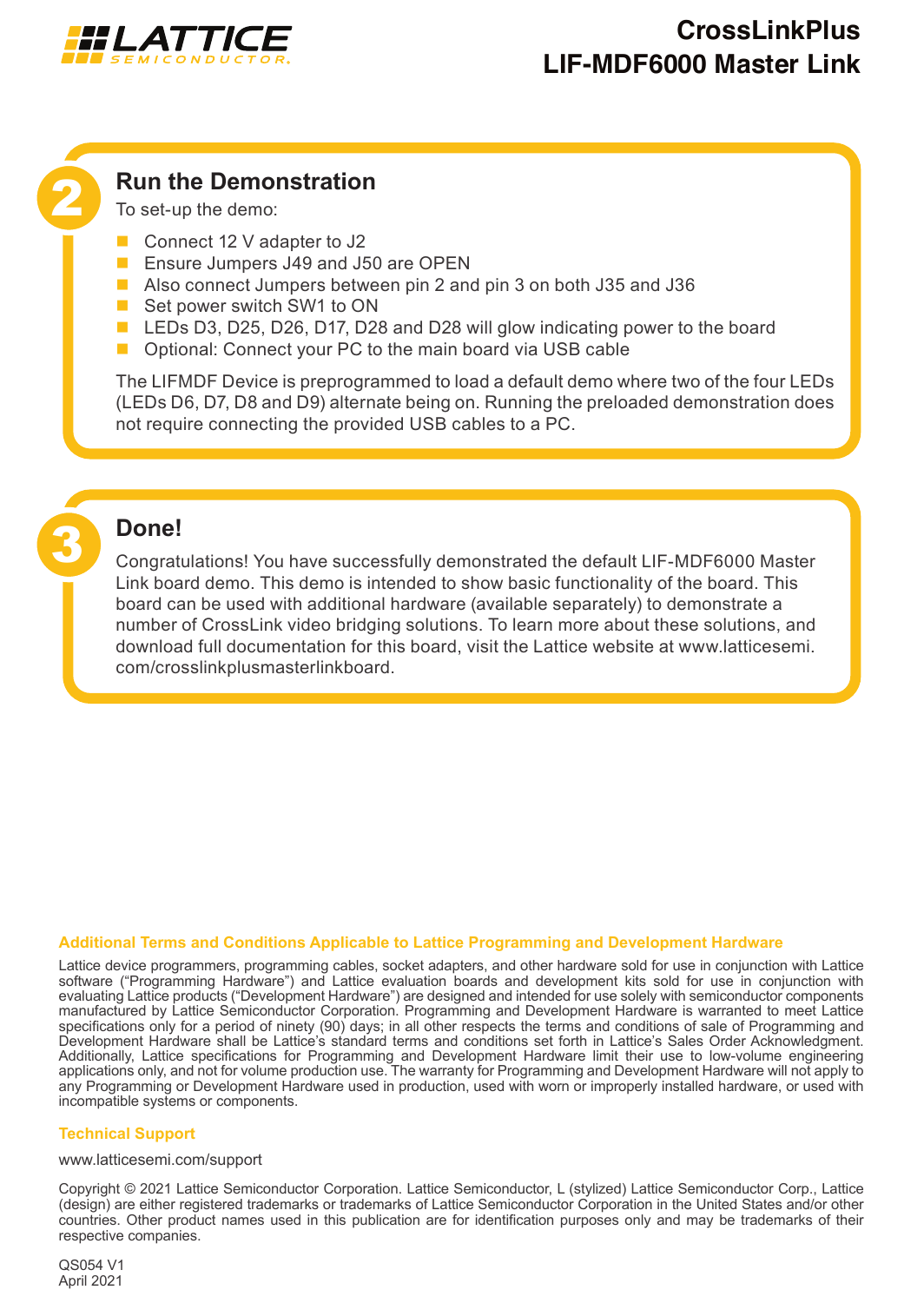## 2 Run the Demonstration

To set-up the demo:

- Connect 12 V adapter to J2
- Ensure Jumpers J49 and J50 are OPEN
- Also connect Jumpers between pin 2 and pin 3 on both J35 and J36
- Set power switch SW1 to ON
- LEDs D3, D25, D26, D17, D28 and D28 will glow indicating power to the board
- Optional: Connect your PC to the main board via USB cable

The LIFMDF Device is preprogrammed to load a default demo where two of the four LEDs (LEDs D6, D7, D8 and D9) alternate being on. Running the preloaded demonstration does not require connecting the provided USB cables to a PC.

## 3 Done!

Congratulations! You have successfully demonstrated the default LIF-MDF6000 Master Link board demo. This demo is intended to show basic functionality of the board. This board can be used with additional hardware (available separately) to demonstrate a number of CrossLink video bridging solutions. To learn more about these solutions, and download full documentation for this board, visit the Lattice website at www.latticesemi.com/crosslinkplusmasterlinkboard.

### Additional Terms and Conditions Applicable to Lattice Programming and Development Hardware

Lattice device programmers, programming cables, socket adapters, and other hardware sold for use in conjunction with Lattice software (“Programming Hardware”) and Lattice evaluation boards and development kits sold for use in conjunction with evaluating Lattice products (“Development Hardware”) are designed and intended for use solely with semiconductor components manufactured by Lattice Semiconductor Corporation. Programming and Development Hardware is warranted to meet Lattice specifications only for a period of ninety (90) days; in all other respects the terms and conditions of sale of Programming and Development Hardware shall be Lattice’s standard terms and conditions set forth in Lattice’s Sales Order Acknowledgment. Additionally, Lattice specifications for Programming and Development Hardware limit their use to low-volume engineering applications only, and not for volume production use. The warranty for Programming and Development Hardware will not apply to any Programming or Development Hardware used in production, used with worn or improperly installed hardware, or used with incompatible systems or components.

### Technical Support

www.latticesemi.com/support

Copyright © 2021 Lattice Semiconductor Corporation. Lattice Semiconductor, L (stylized) Lattice Semiconductor Corp., Lattice (design) are either registered trademarks or trademarks of Lattice Semiconductor Corporation in the United States and/or other countries. Other product names used in this publication are for identification purposes only and may be trademarks of their respective companies.

QS054 V1
April 2021